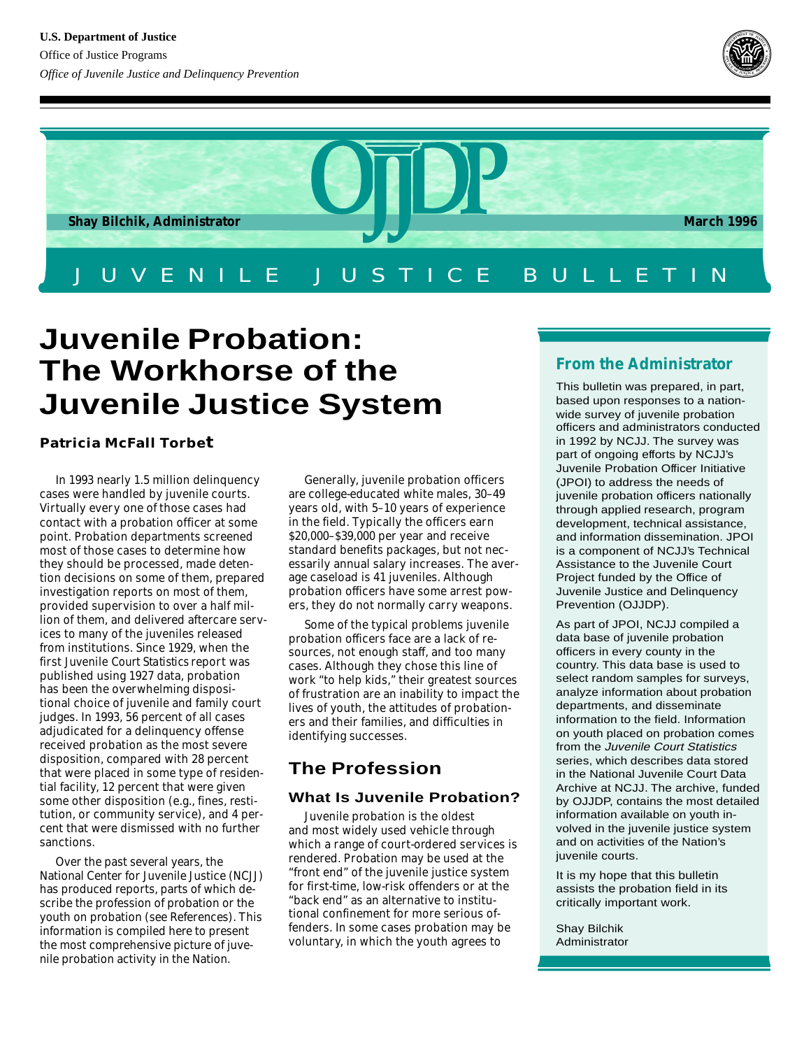U.S. Department of Justice

Office of Justice Programs

*Office of Juvenile Justice and Delinquency Prevention*

OJJDP

**Shay Bilchik, Administrator** **March 1996**

JUVENILE JUSTICE BULLETIN

# Juvenile Probation: The Workhorse of the Juvenile Justice System

**Patricia McFall Torbet**

In 1993 nearly 1.5 million delinquency cases were handled by juvenile courts. Virtually every one of those cases had contact with a probation officer at some point. Probation departments screened most of those cases to determine how they should be processed, made detention decisions on some of them, prepared investigation reports on most of them, provided supervision to over a half million of them, and delivered aftercare services to many of the juveniles released from institutions. Since 1929, when the first *Juvenile Court Statistics* report was published using 1927 data, probation has been the overwhelming dispositional choice of juvenile and family court judges. In 1993, 56 percent of all cases adjudicated for a delinquency offense received probation as the most severe disposition, compared with 28 percent that were placed in some type of residential facility, 12 percent that were given some other disposition (e.g., fines, restitution, or community service), and 4 percent that were dismissed with no further sanctions.

Over the past several years, the National Center for Juvenile Justice (NCJJ) has produced reports, parts of which describe the profession of probation or the youth on probation (see References). This information is compiled here to present the most comprehensive picture of juvenile probation activity in the Nation.

Generally, juvenile probation officers are college-educated white males, 30–49 years old, with 5–10 years of experience in the field. Typically the officers earn $20,000–$39,000 per year and receive standard benefits packages, but not necessarily annual salary increases. The average caseload is 41 juveniles. Although probation officers have some arrest powers, they do not normally carry weapons.

Some of the typical problems juvenile probation officers face are a lack of resources, not enough staff, and too many cases. Although they chose this line of work "to help kids," their greatest sources of frustration are an inability to impact the lives of youth, the attitudes of probationers and their families, and difficulties in identifying successes.

## The Profession

### What Is Juvenile Probation?

Juvenile probation is the oldest and most widely used vehicle through which a range of court-ordered services is rendered. Probation may be used at the "front end" of the juvenile justice system for first-time, low-risk offenders or at the "back end" as an alternative to institutional confinement for more serious offenders. In some cases probation may be voluntary, in which the youth agrees to

## From the Administrator

This bulletin was prepared, in part, based upon responses to a nationwide survey of juvenile probation officers and administrators conducted in 1992 by NCJJ. The survey was part of ongoing efforts by NCJJ's Juvenile Probation Officer Initiative (JPOI) to address the needs of juvenile probation officers nationally through applied research, program development, technical assistance, and information dissemination. JPOI is a component of NCJJ's Technical Assistance to the Juvenile Court Project funded by the Office of Juvenile Justice and Delinquency Prevention (OJJDP).

As part of JPOI, NCJJ compiled a data base of juvenile probation officers in every county in the country. This data base is used to select random samples for surveys, analyze information about probation departments, and disseminate information to the field. Information on youth placed on probation comes from the *Juvenile Court Statistics* series, which describes data stored in the National Juvenile Court Data Archive at NCJJ. The archive, funded by OJJDP, contains the most detailed information available on youth involved in the juvenile justice system and on activities of the Nation's juvenile courts.

It is my hope that this bulletin assists the probation field in its critically important work.

Shay Bilchik
Administrator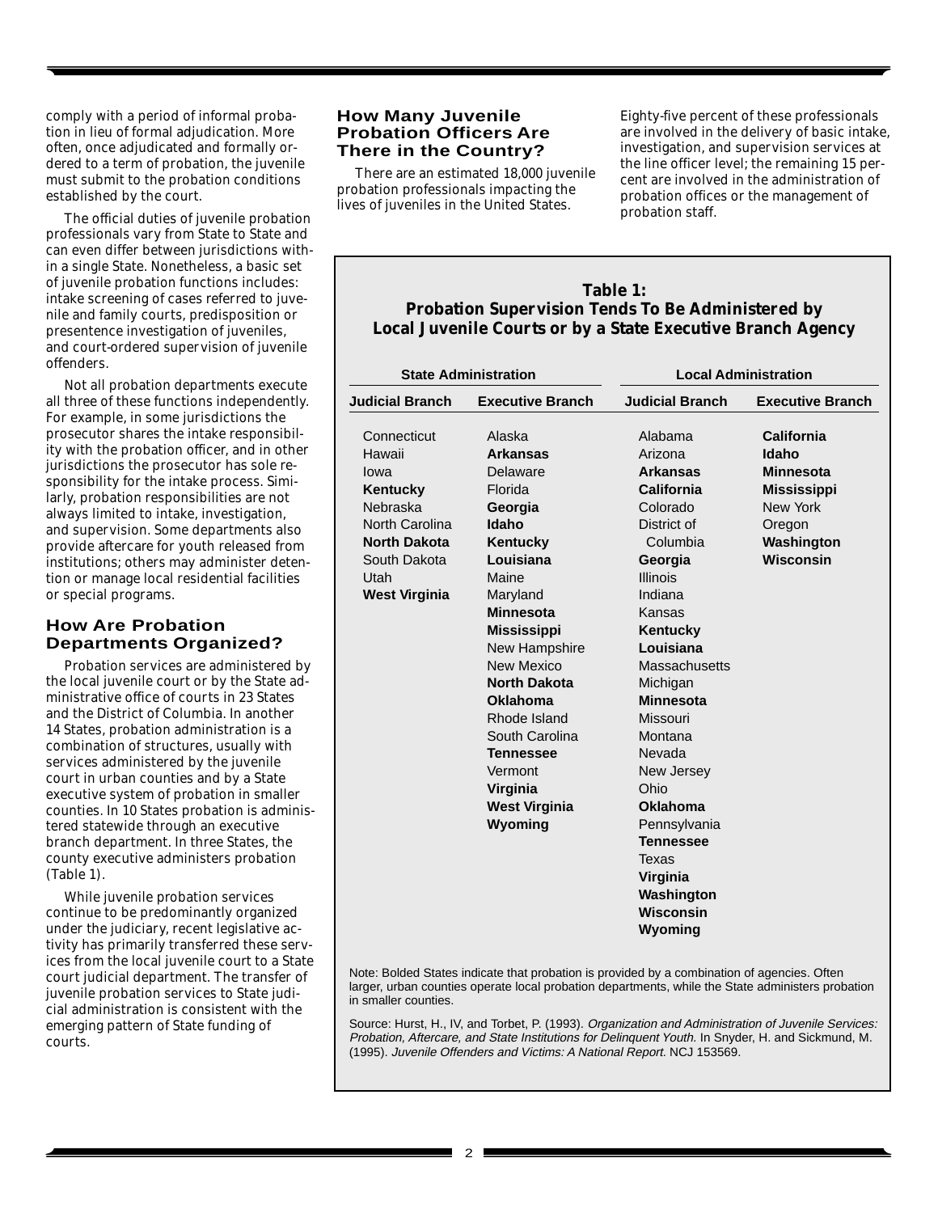comply with a period of informal probation in lieu of formal adjudication. More often, once adjudicated and formally ordered to a term of probation, the juvenile must submit to the probation conditions established by the court.

The official duties of juvenile probation professionals vary from State to State and can even differ between jurisdictions within a single State. Nonetheless, a basic set of juvenile probation functions includes: intake screening of cases referred to juvenile and family courts, predisposition or presentence investigation of juveniles, and court-ordered supervision of juvenile offenders.

Not all probation departments execute all three of these functions independently. For example, in some jurisdictions the prosecutor shares the intake responsibility with the probation officer, and in other jurisdictions the prosecutor has sole responsibility for the intake process. Similarly, probation responsibilities are not always limited to intake, investigation, and supervision. Some departments also provide aftercare for youth released from institutions; others may administer detention or manage local residential facilities or special programs.

## How Are Probation Departments Organized?

Probation services are administered by the local juvenile court or by the State administrative office of courts in 23 States and the District of Columbia. In another 14 States, probation administration is a combination of structures, usually with services administered by the juvenile court in urban counties and by a State executive system of probation in smaller counties. In 10 States probation is administered statewide through an executive branch department. In three States, the county executive administers probation (Table 1).

While juvenile probation services continue to be predominantly organized under the judiciary, recent legislative activity has primarily transferred these services from the local juvenile court to a State court judicial department. The transfer of juvenile probation services to State judicial administration is consistent with the emerging pattern of State funding of courts.

## How Many Juvenile Probation Officers Are There in the Country?

There are an estimated 18,000 juvenile probation professionals impacting the lives of juveniles in the United States.

Eighty-five percent of these professionals are involved in the delivery of basic intake, investigation, and supervision services at the line officer level; the remaining 15 percent are involved in the administration of probation offices or the management of probation staff.

**Table 1: Probation Supervision Tends To Be Administered by Local Juvenile Courts or by a State Executive Branch Agency**

| State Administration | | Local Administration | |
|---|---|---|---|
| **Judicial Branch** | **Executive Branch** | **Judicial Branch** | **Executive Branch** |
| Connecticut | Alaska | Alabama | **California** |
| Hawaii | **Arkansas** | Arizona | **Idaho** |
| Iowa | Delaware | **Arkansas** | **Minnesota** |
| **Kentucky** | Florida | **California** | **Mississippi** |
| Nebraska | **Georgia** | Colorado | New York |
| North Carolina | **Idaho** | District of Columbia | Oregon |
| **North Dakota** | **Kentucky** | **Georgia** | **Washington** |
| South Dakota | **Louisiana** | Illinois | **Wisconsin** |
| Utah | Maine | Indiana | |
| **West Virginia** | Maryland | Kansas | |
| | **Minnesota** | **Kentucky** | |
| | **Mississippi** | **Louisiana** | |
| | New Hampshire | Massachusetts | |
| | New Mexico | Michigan | |
| | **North Dakota** | **Minnesota** | |
| | **Oklahoma** | Missouri | |
| | Rhode Island | Montana | |
| | South Carolina | Nevada | |
| | **Tennessee** | New Jersey | |
| | Vermont | Ohio | |
| | **Virginia** | **Oklahoma** | |
| | **West Virginia** | Pennsylvania | |
| | **Wyoming** | **Tennessee** | |
| | | Texas | |
| | | **Virginia** | |
| | | **Washington** | |
| | | **Wisconsin** | |
| | | **Wyoming** | |

Note: Bolded States indicate that probation is provided by a combination of agencies. Often larger, urban counties operate local probation departments, while the State administers probation in smaller counties.

Source: Hurst, H., IV, and Torbet, P. (1993). *Organization and Administration of Juvenile Services: Probation, Aftercare, and State Institutions for Delinquent Youth.* In Snyder, H. and Sickmund, M. (1995). *Juvenile Offenders and Victims: A National Report.* NCJ 153569.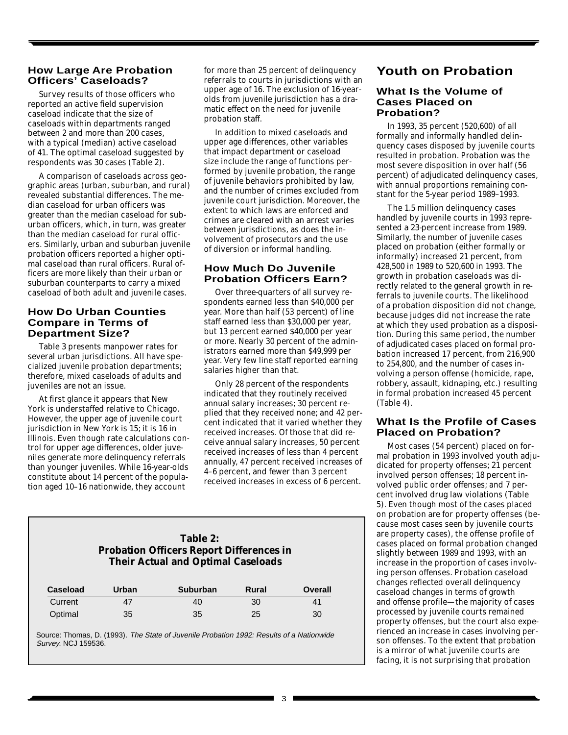## How Large Are Probation Officers' Caseloads?

Survey results of those officers who reported an active field supervision caseload indicate that the size of caseloads within departments ranged between 2 and more than 200 cases, with a typical (median) active caseload of 41. The optimal caseload suggested by respondents was 30 cases (Table 2).

A comparison of caseloads across geographic areas (urban, suburban, and rural) revealed substantial differences. The median caseload for urban officers was greater than the median caseload for suburban officers, which, in turn, was greater than the median caseload for rural officers. Similarly, urban and suburban juvenile probation officers reported a higher optimal caseload than rural officers. Rural officers are more likely than their urban or suburban counterparts to carry a mixed caseload of both adult and juvenile cases.

## How Do Urban Counties Compare in Terms of Department Size?

Table 3 presents manpower rates for several urban jurisdictions. All have specialized juvenile probation departments; therefore, mixed caseloads of adults and juveniles are not an issue.

At first glance it appears that New York is understaffed relative to Chicago. However, the upper age of juvenile court jurisdiction in New York is 15; it is 16 in Illinois. Even though rate calculations control for upper age differences, older juveniles generate more delinquency referrals than younger juveniles. While 16-year-olds constitute about 14 percent of the population aged 10–16 nationwide, they account for more than 25 percent of delinquency referrals to courts in jurisdictions with an upper age of 16. The exclusion of 16-year-olds from juvenile jurisdiction has a dramatic effect on the need for juvenile probation staff.

In addition to mixed caseloads and upper age differences, other variables that impact department or caseload size include the range of functions performed by juvenile probation, the range of juvenile behaviors prohibited by law, and the number of crimes excluded from juvenile court jurisdiction. Moreover, the extent to which laws are enforced and crimes are cleared with an arrest varies between jurisdictions, as does the involvement of prosecutors and the use of diversion or informal handling.

## How Much Do Juvenile Probation Officers Earn?

Over three-quarters of all survey respondents earned less than $40,000 per year. More than half (53 percent) of line staff earned less than $30,000 per year, but 13 percent earned $40,000 per year or more. Nearly 30 percent of the administrators earned more than $49,999 per year. Very few line staff reported earning salaries higher than that.

Only 28 percent of the respondents indicated that they routinely received annual salary increases; 30 percent replied that they received none; and 42 percent indicated that it varied whether they received increases. Of those that did receive annual salary increases, 50 percent received increases of less than 4 percent annually, 47 percent received increases of 4–6 percent, and fewer than 3 percent received increases in excess of 6 percent.

**Table 2: Probation Officers Report Differences in Their Actual and Optimal Caseloads**

| Caseload | Urban | Suburban | Rural | Overall |
|---|---|---|---|---|
| Current | 47 | 40 | 30 | 41 |
| Optimal | 35 | 35 | 25 | 30 |

Source: Thomas, D. (1993). *The State of Juvenile Probation 1992: Results of a Nationwide Survey.* NCJ 159536.

# Youth on Probation

## What Is the Volume of Cases Placed on Probation?

In 1993, 35 percent (520,600) of all formally and informally handled delinquency cases disposed by juvenile courts resulted in probation. Probation was the most severe disposition in over half (56 percent) of adjudicated delinquency cases, with annual proportions remaining constant for the 5-year period 1989–1993.

The 1.5 million delinquency cases handled by juvenile courts in 1993 represented a 23-percent increase from 1989. Similarly, the number of juvenile cases placed on probation (either formally or informally) increased 21 percent, from 428,500 in 1989 to 520,600 in 1993. The growth in probation caseloads was directly related to the general growth in referrals to juvenile courts. The likelihood of a probation disposition did not change, because judges did not increase the rate at which they used probation as a disposition. During this same period, the number of adjudicated cases placed on formal probation increased 17 percent, from 216,900 to 254,800, and the number of cases involving a person offense (homicide, rape, robbery, assault, kidnaping, etc.) resulting in formal probation increased 45 percent (Table 4).

## What Is the Profile of Cases Placed on Probation?

Most cases (54 percent) placed on formal probation in 1993 involved youth adjudicated for property offenses; 21 percent involved person offenses; 18 percent involved public order offenses; and 7 percent involved drug law violations (Table 5). Even though most of the cases placed on probation are for property offenses (because most cases seen by juvenile courts are property cases), the offense profile of cases placed on formal probation changed slightly between 1989 and 1993, with an increase in the proportion of cases involving person offenses. Probation caseload changes reflected overall delinquency caseload changes in terms of growth and offense profile—the majority of cases processed by juvenile courts remained property offenses, but the court also experienced an increase in cases involving person offenses. To the extent that probation is a mirror of what juvenile courts are facing, it is not surprising that probation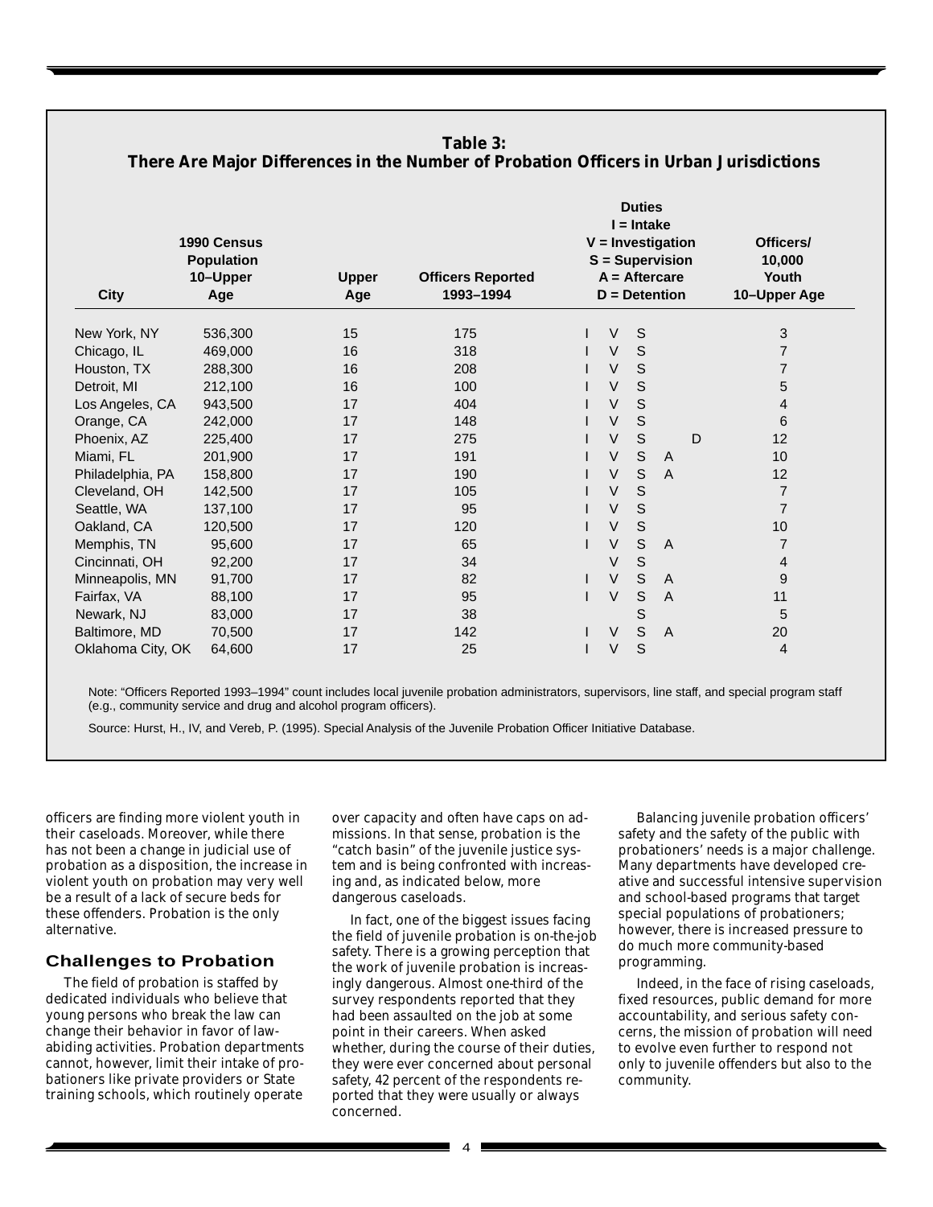**Table 3: There Are Major Differences in the Number of Probation Officers in Urban Jurisdictions**

| City | 1990 Census Population 10–Upper Age | Upper Age | Officers Reported 1993–1994 | Duties I = Intake V = Investigation S = Supervision A = Aftercare D = Detention | Officers/ 10,000 Youth 10–Upper Age |
|---|---|---|---|---|---|
| New York, NY | 536,300 | 15 | 175 | I V S | 3 |
| Chicago, IL | 469,000 | 16 | 318 | I V S | 7 |
| Houston, TX | 288,300 | 16 | 208 | I V S | 7 |
| Detroit, MI | 212,100 | 16 | 100 | I V S | 5 |
| Los Angeles, CA | 943,500 | 17 | 404 | I V S | 4 |
| Orange, CA | 242,000 | 17 | 148 | I V S | 6 |
| Phoenix, AZ | 225,400 | 17 | 275 | I V S D | 12 |
| Miami, FL | 201,900 | 17 | 191 | I V S A | 10 |
| Philadelphia, PA | 158,800 | 17 | 190 | I V S A | 12 |
| Cleveland, OH | 142,500 | 17 | 105 | I V S | 7 |
| Seattle, WA | 137,100 | 17 | 95 | I V S | 7 |
| Oakland, CA | 120,500 | 17 | 120 | I V S | 10 |
| Memphis, TN | 95,600 | 17 | 65 | I V S A | 7 |
| Cincinnati, OH | 92,200 | 17 | 34 | V S | 4 |
| Minneapolis, MN | 91,700 | 17 | 82 | I V S A | 9 |
| Fairfax, VA | 88,100 | 17 | 95 | I V S A | 11 |
| Newark, NJ | 83,000 | 17 | 38 | S | 5 |
| Baltimore, MD | 70,500 | 17 | 142 | I V S A | 20 |
| Oklahoma City, OK | 64,600 | 17 | 25 | I V S | 4 |

Note: "Officers Reported 1993–1994" count includes local juvenile probation administrators, supervisors, line staff, and special program staff (e.g., community service and drug and alcohol program officers).

Source: Hurst, H., IV, and Vereb, P. (1995). Special Analysis of the Juvenile Probation Officer Initiative Database.

officers are finding more violent youth in their caseloads. Moreover, while there has not been a change in judicial use of probation as a disposition, the increase in violent youth on probation may very well be a result of a lack of secure beds for these offenders. Probation is the only alternative.

## Challenges to Probation

The field of probation is staffed by dedicated individuals who believe that young persons who break the law can change their behavior in favor of law-abiding activities. Probation departments cannot, however, limit their intake of probationers like private providers or State training schools, which routinely operate over capacity and often have caps on admissions. In that sense, probation is the "catch basin" of the juvenile justice system and is being confronted with increasing and, as indicated below, more dangerous caseloads.

In fact, one of the biggest issues facing the field of juvenile probation is on-the-job safety. There is a growing perception that the work of juvenile probation is increasingly dangerous. Almost one-third of the survey respondents reported that they had been assaulted on the job at some point in their careers. When asked whether, during the course of their duties, they were ever concerned about personal safety, 42 percent of the respondents reported that they were usually or always concerned.

Balancing juvenile probation officers' safety and the safety of the public with probationers' needs is a major challenge. Many departments have developed creative and successful intensive supervision and school-based programs that target special populations of probationers; however, there is increased pressure to do much more community-based programming.

Indeed, in the face of rising caseloads, fixed resources, public demand for more accountability, and serious safety concerns, the mission of probation will need to evolve even further to respond not only to juvenile offenders but also to the community.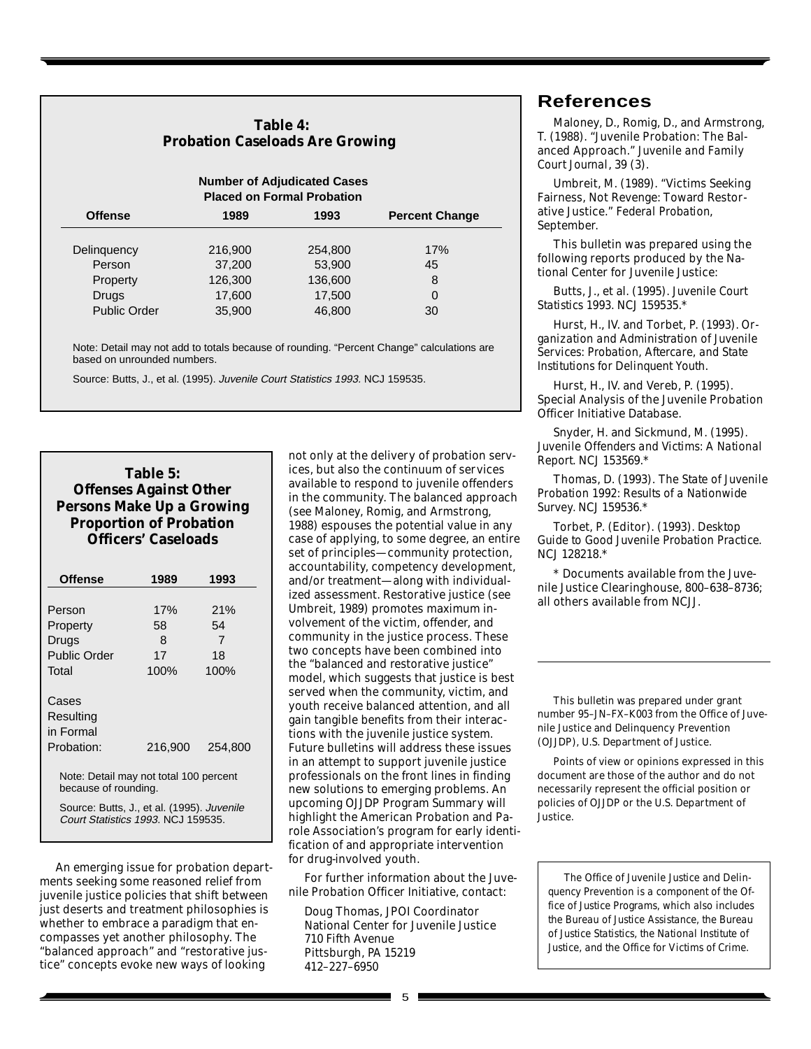**Table 4: Probation Caseloads Are Growing**

| Offense | Number of Adjudicated Cases Placed on Formal Probation | | |
|---|---|---|---|
| | 1989 | 1993 | Percent Change |
| Delinquency | 216,900 | 254,800 | 17% |
| Person | 37,200 | 53,900 | 45 |
| Property | 126,300 | 136,600 | 8 |
| Drugs | 17,600 | 17,500 | 0 |
| Public Order | 35,900 | 46,800 | 30 |

Note: Detail may not add to totals because of rounding. "Percent Change" calculations are based on unrounded numbers.

Source: Butts, J., et al. (1995). *Juvenile Court Statistics 1993.* NCJ 159535.

**Table 5: Offenses Against Other Persons Make Up a Growing Proportion of Probation Officers' Caseloads**

| Offense | 1989 | 1993 |
|---|---|---|
| Person | 17% | 21% |
| Property | 58 | 54 |
| Drugs | 8 | 7 |
| Public Order | 17 | 18 |
| Total | 100% | 100% |
| Cases Resulting in Formal Probation: | 216,900 | 254,800 |

Note: Detail may not total 100 percent because of rounding.

Source: Butts, J., et al. (1995). *Juvenile Court Statistics 1993.* NCJ 159535.

An emerging issue for probation departments seeking some reasoned relief from juvenile justice policies that shift between just deserts and treatment philosophies is whether to embrace a paradigm that encompasses yet another philosophy. The "balanced approach" and "restorative justice" concepts evoke new ways of looking not only at the delivery of probation services, but also the continuum of services available to respond to juvenile offenders in the community. The balanced approach (see Maloney, Romig, and Armstrong, 1988) espouses the potential value in any case of applying, to some degree, an entire set of principles—community protection, accountability, competency development, and/or treatment—along with individualized assessment. Restorative justice (see Umbreit, 1989) promotes maximum involvement of the victim, offender, and community in the justice process. These two concepts have been combined into the "balanced and restorative justice" model, which suggests that justice is best served when the community, victim, and youth receive balanced attention, and all gain tangible benefits from their interactions with the juvenile justice system. Future bulletins will address these issues in an attempt to support juvenile justice professionals on the front lines in finding new solutions to emerging problems. An upcoming OJJDP Program Summary will highlight the American Probation and Parole Association's program for early identification of and appropriate intervention for drug-involved youth.

For further information about the Juvenile Probation Officer Initiative, contact:

Doug Thomas, JPOI Coordinator
National Center for Juvenile Justice
710 Fifth Avenue
Pittsburgh, PA 15219
412–227–6950

## References

Maloney, D., Romig, D., and Armstrong, T. (1988). "Juvenile Probation: The Balanced Approach." *Juvenile and Family Court Journal*, 39 (3).

Umbreit, M. (1989). "Victims Seeking Fairness, Not Revenge: Toward Restorative Justice." *Federal Probation*, September.

This bulletin was prepared using the following reports produced by the National Center for Juvenile Justice:

Butts, J., et al. (1995). *Juvenile Court Statistics 1993.* NCJ 159535.*

Hurst, H., IV. and Torbet, P. (1993). *Organization and Administration of Juvenile Services: Probation, Aftercare, and State Institutions for Delinquent Youth.*

Hurst, H., IV. and Vereb, P. (1995). Special Analysis of the Juvenile Probation Officer Initiative Database.

Snyder, H. and Sickmund, M. (1995). *Juvenile Offenders and Victims: A National Report.* NCJ 153569.*

Thomas, D. (1993). *The State of Juvenile Probation 1992: Results of a Nationwide Survey.* NCJ 159536.*

Torbet, P. (Editor). (1993). *Desktop Guide to Good Juvenile Probation Practice.* NCJ 128218.*

\* Documents available from the Juvenile Justice Clearinghouse, 800–638–8736; all others available from NCJJ.

---

This bulletin was prepared under grant number 95–JN–FX–K003 from the Office of Juvenile Justice and Delinquency Prevention (OJJDP), U.S. Department of Justice.

Points of view or opinions expressed in this document are those of the author and do not necessarily represent the official position or policies of OJJDP or the U.S. Department of Justice.

*The Office of Juvenile Justice and Delinquency Prevention is a component of the Office of Justice Programs, which also includes the Bureau of Justice Assistance, the Bureau of Justice Statistics, the National Institute of Justice, and the Office for Victims of Crime.*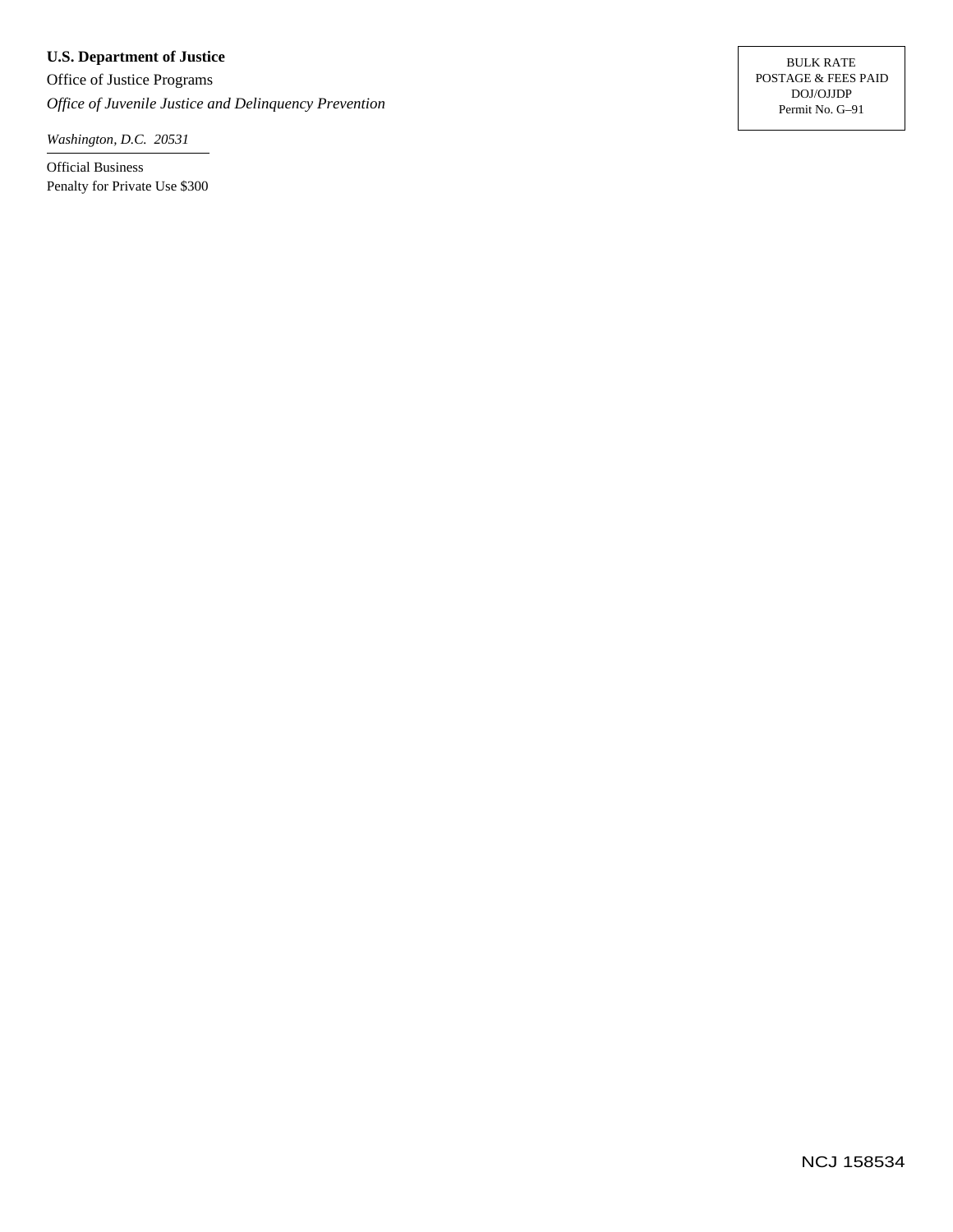**U.S. Department of Justice**

Office of Justice Programs

*Office of Juvenile Justice and Delinquency Prevention*

*Washington, D.C. 20531*

Official Business
Penalty for Private Use $300

BULK RATE
POSTAGE & FEES PAID
DOJ/OJJDP
Permit No. G–91

NCJ 158534